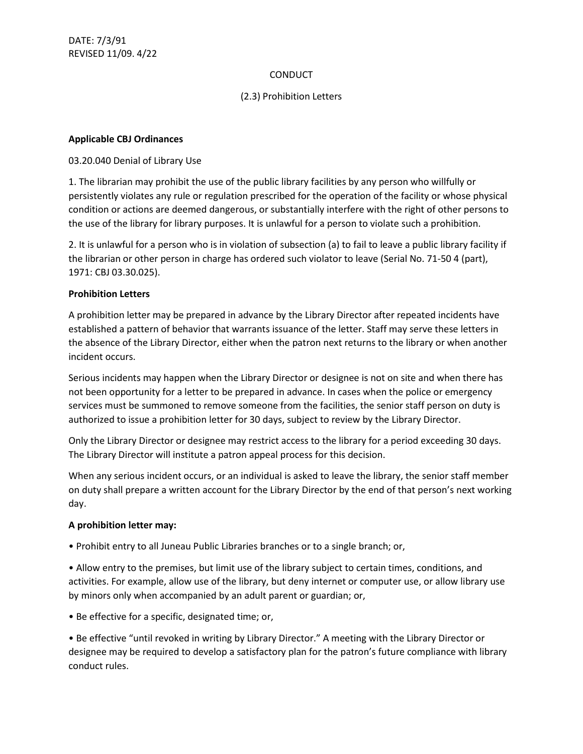DATE: 7/3/91
REVISED 11/09. 4/22

CONDUCT

(2.3) Prohibition Letters

**Applicable CBJ Ordinances**

03.20.040 Denial of Library Use

1. The librarian may prohibit the use of the public library facilities by any person who willfully or persistently violates any rule or regulation prescribed for the operation of the facility or whose physical condition or actions are deemed dangerous, or substantially interfere with the right of other persons to the use of the library for library purposes. It is unlawful for a person to violate such a prohibition.

2. It is unlawful for a person who is in violation of subsection (a) to fail to leave a public library facility if the librarian or other person in charge has ordered such violator to leave (Serial No. 71-50 4 (part), 1971: CBJ 03.30.025).

**Prohibition Letters**

A prohibition letter may be prepared in advance by the Library Director after repeated incidents have established a pattern of behavior that warrants issuance of the letter. Staff may serve these letters in the absence of the Library Director, either when the patron next returns to the library or when another incident occurs.

Serious incidents may happen when the Library Director or designee is not on site and when there has not been opportunity for a letter to be prepared in advance. In cases when the police or emergency services must be summoned to remove someone from the facilities, the senior staff person on duty is authorized to issue a prohibition letter for 30 days, subject to review by the Library Director.

Only the Library Director or designee may restrict access to the library for a period exceeding 30 days. The Library Director will institute a patron appeal process for this decision.

When any serious incident occurs, or an individual is asked to leave the library, the senior staff member on duty shall prepare a written account for the Library Director by the end of that person's next working day.

**A prohibition letter may:**

- Prohibit entry to all Juneau Public Libraries branches or to a single branch; or,
- Allow entry to the premises, but limit use of the library subject to certain times, conditions, and activities. For example, allow use of the library, but deny internet or computer use, or allow library use by minors only when accompanied by an adult parent or guardian; or,
- Be effective for a specific, designated time; or,
- Be effective "until revoked in writing by Library Director." A meeting with the Library Director or designee may be required to develop a satisfactory plan for the patron's future compliance with library conduct rules.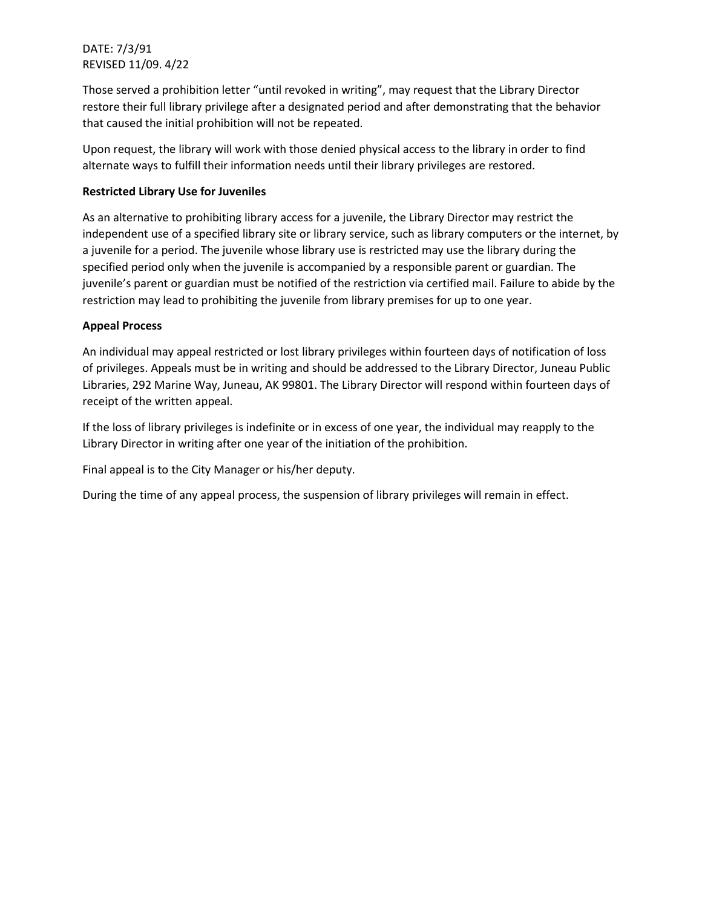DATE: 7/3/91
REVISED 11/09. 4/22

Those served a prohibition letter "until revoked in writing", may request that the Library Director restore their full library privilege after a designated period and after demonstrating that the behavior that caused the initial prohibition will not be repeated.

Upon request, the library will work with those denied physical access to the library in order to find alternate ways to fulfill their information needs until their library privileges are restored.

**Restricted Library Use for Juveniles**

As an alternative to prohibiting library access for a juvenile, the Library Director may restrict the independent use of a specified library site or library service, such as library computers or the internet, by a juvenile for a period. The juvenile whose library use is restricted may use the library during the specified period only when the juvenile is accompanied by a responsible parent or guardian. The juvenile's parent or guardian must be notified of the restriction via certified mail. Failure to abide by the restriction may lead to prohibiting the juvenile from library premises for up to one year.

**Appeal Process**

An individual may appeal restricted or lost library privileges within fourteen days of notification of loss of privileges. Appeals must be in writing and should be addressed to the Library Director, Juneau Public Libraries, 292 Marine Way, Juneau, AK 99801. The Library Director will respond within fourteen days of receipt of the written appeal.

If the loss of library privileges is indefinite or in excess of one year, the individual may reapply to the Library Director in writing after one year of the initiation of the prohibition.

Final appeal is to the City Manager or his/her deputy.

During the time of any appeal process, the suspension of library privileges will remain in effect.